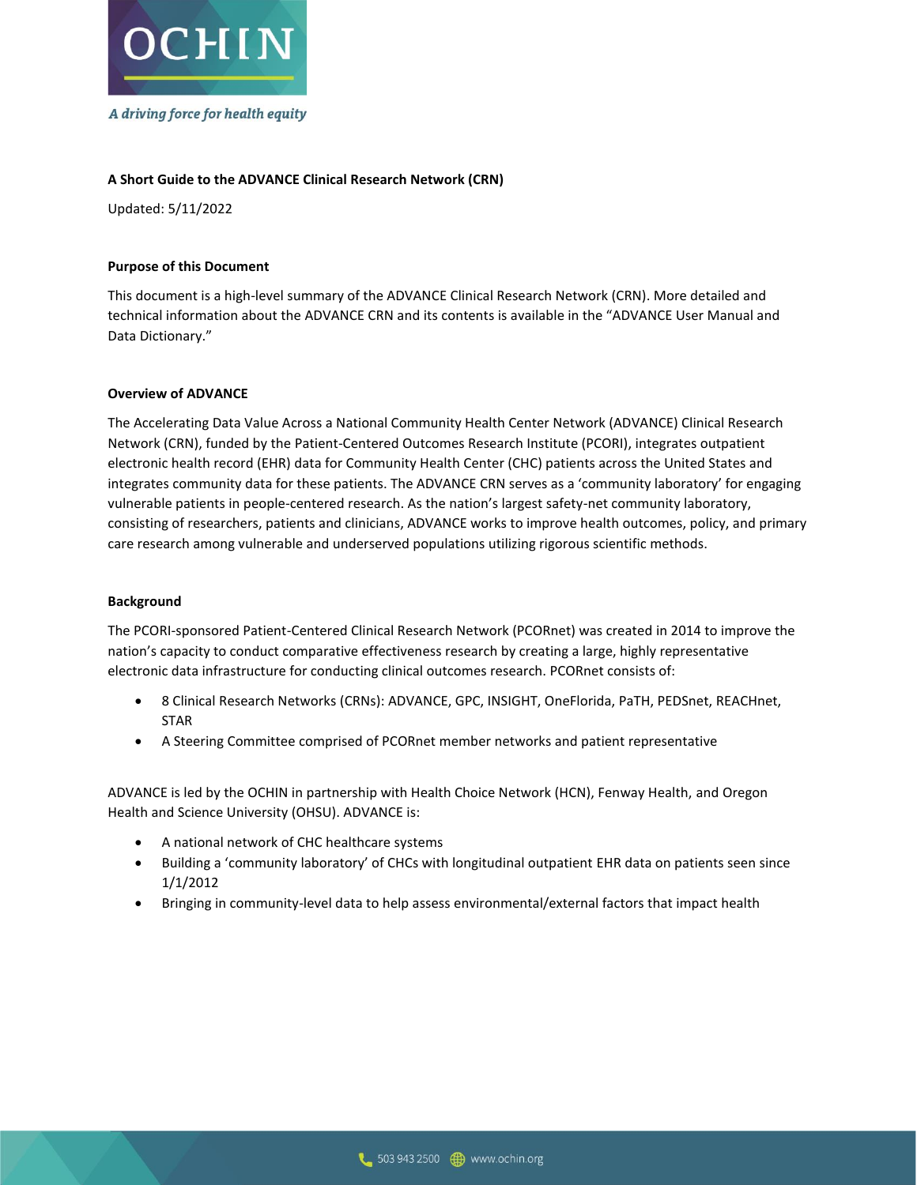OCHIN

*A driving force for health equity*

**A Short Guide to the ADVANCE Clinical Research Network (CRN)**

Updated: 5/11/2022

**Purpose of this Document**

This document is a high-level summary of the ADVANCE Clinical Research Network (CRN). More detailed and technical information about the ADVANCE CRN and its contents is available in the "ADVANCE User Manual and Data Dictionary."

**Overview of ADVANCE**

The Accelerating Data Value Across a National Community Health Center Network (ADVANCE) Clinical Research Network (CRN), funded by the Patient-Centered Outcomes Research Institute (PCORI), integrates outpatient electronic health record (EHR) data for Community Health Center (CHC) patients across the United States and integrates community data for these patients. The ADVANCE CRN serves as a 'community laboratory' for engaging vulnerable patients in people-centered research. As the nation's largest safety-net community laboratory, consisting of researchers, patients and clinicians, ADVANCE works to improve health outcomes, policy, and primary care research among vulnerable and underserved populations utilizing rigorous scientific methods.

**Background**

The PCORI-sponsored Patient-Centered Clinical Research Network (PCORnet) was created in 2014 to improve the nation's capacity to conduct comparative effectiveness research by creating a large, highly representative electronic data infrastructure for conducting clinical outcomes research. PCORnet consists of:

- 8 Clinical Research Networks (CRNs): ADVANCE, GPC, INSIGHT, OneFlorida, PaTH, PEDSnet, REACHnet, STAR
- A Steering Committee comprised of PCORnet member networks and patient representative

ADVANCE is led by the OCHIN in partnership with Health Choice Network (HCN), Fenway Health, and Oregon Health and Science University (OHSU). ADVANCE is:

- A national network of CHC healthcare systems
- Building a 'community laboratory' of CHCs with longitudinal outpatient EHR data on patients seen since 1/1/2012
- Bringing in community-level data to help assess environmental/external factors that impact health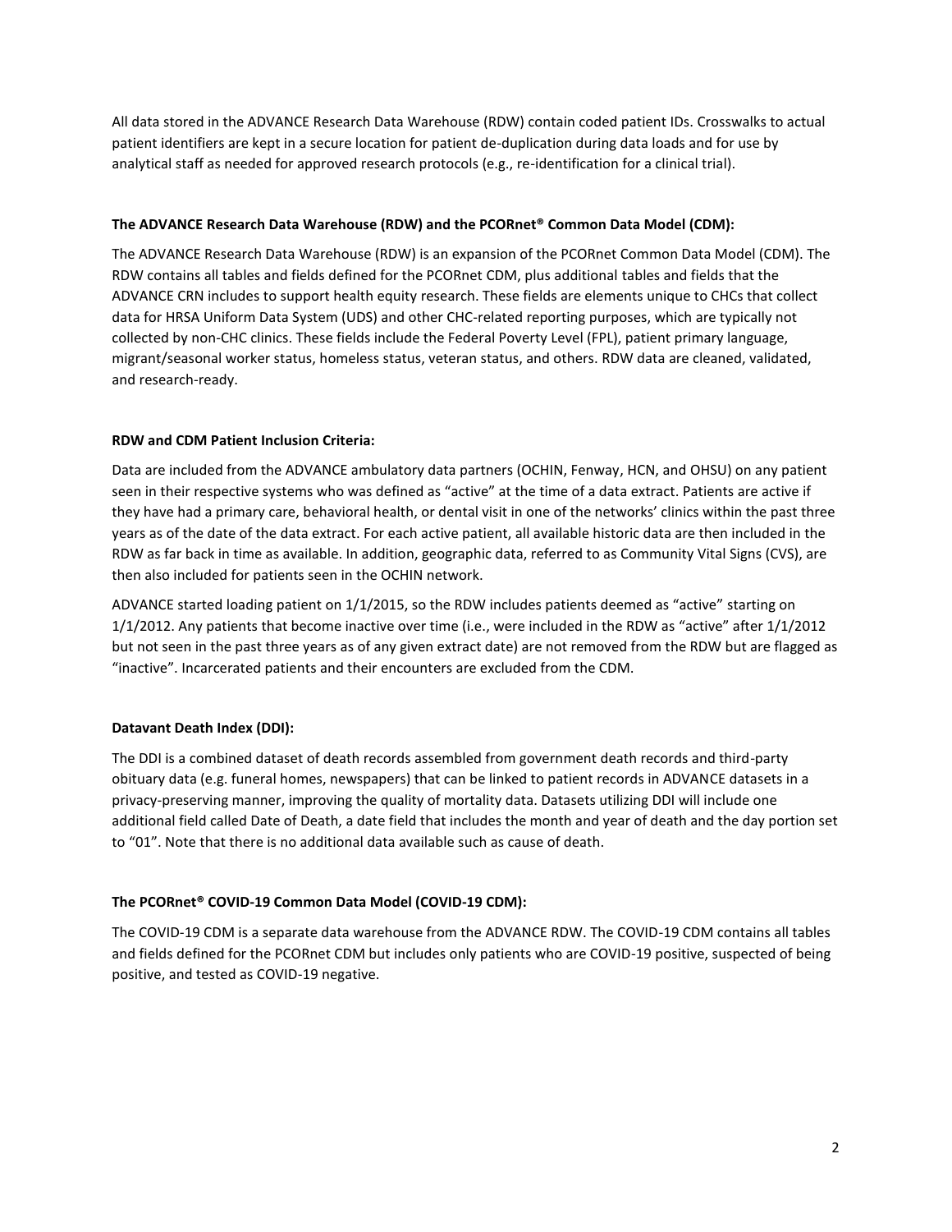All data stored in the ADVANCE Research Data Warehouse (RDW) contain coded patient IDs. Crosswalks to actual patient identifiers are kept in a secure location for patient de-duplication during data loads and for use by analytical staff as needed for approved research protocols (e.g., re-identification for a clinical trial).

**The ADVANCE Research Data Warehouse (RDW) and the PCORnet® Common Data Model (CDM):**

The ADVANCE Research Data Warehouse (RDW) is an expansion of the PCORnet Common Data Model (CDM). The RDW contains all tables and fields defined for the PCORnet CDM, plus additional tables and fields that the ADVANCE CRN includes to support health equity research. These fields are elements unique to CHCs that collect data for HRSA Uniform Data System (UDS) and other CHC-related reporting purposes, which are typically not collected by non-CHC clinics. These fields include the Federal Poverty Level (FPL), patient primary language, migrant/seasonal worker status, homeless status, veteran status, and others. RDW data are cleaned, validated, and research-ready.

**RDW and CDM Patient Inclusion Criteria:**

Data are included from the ADVANCE ambulatory data partners (OCHIN, Fenway, HCN, and OHSU) on any patient seen in their respective systems who was defined as "active" at the time of a data extract. Patients are active if they have had a primary care, behavioral health, or dental visit in one of the networks' clinics within the past three years as of the date of the data extract. For each active patient, all available historic data are then included in the RDW as far back in time as available. In addition, geographic data, referred to as Community Vital Signs (CVS), are then also included for patients seen in the OCHIN network.

ADVANCE started loading patient on 1/1/2015, so the RDW includes patients deemed as "active" starting on 1/1/2012. Any patients that become inactive over time (i.e., were included in the RDW as "active" after 1/1/2012 but not seen in the past three years as of any given extract date) are not removed from the RDW but are flagged as "inactive". Incarcerated patients and their encounters are excluded from the CDM.

**Datavant Death Index (DDI):**

The DDI is a combined dataset of death records assembled from government death records and third-party obituary data (e.g. funeral homes, newspapers) that can be linked to patient records in ADVANCE datasets in a privacy-preserving manner, improving the quality of mortality data. Datasets utilizing DDI will include one additional field called Date of Death, a date field that includes the month and year of death and the day portion set to "01". Note that there is no additional data available such as cause of death.

**The PCORnet® COVID-19 Common Data Model (COVID-19 CDM):**

The COVID-19 CDM is a separate data warehouse from the ADVANCE RDW. The COVID-19 CDM contains all tables and fields defined for the PCORnet CDM but includes only patients who are COVID-19 positive, suspected of being positive, and tested as COVID-19 negative.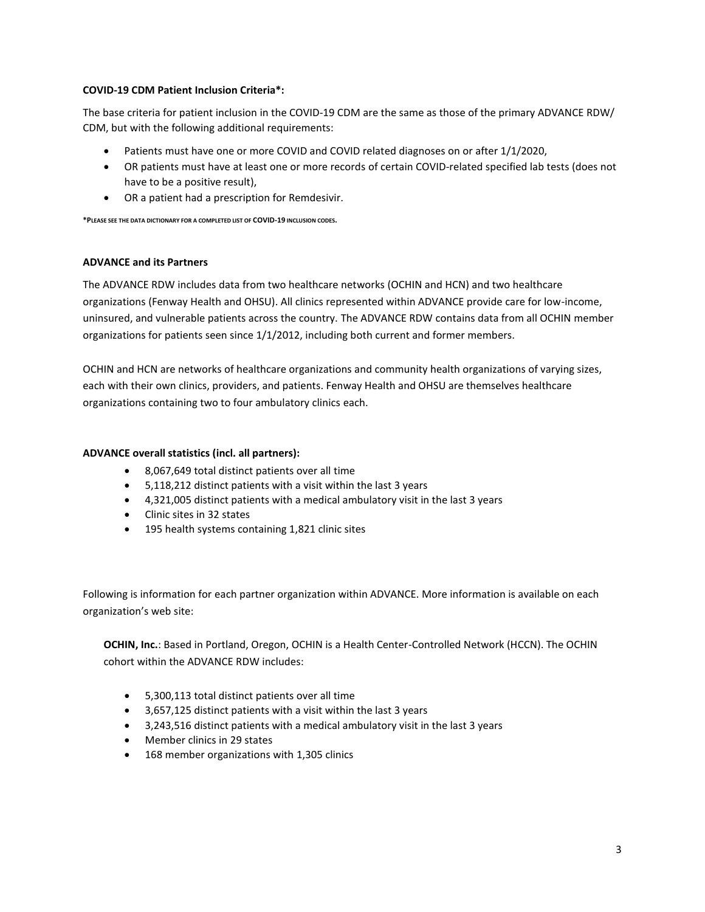**COVID-19 CDM Patient Inclusion Criteria*:**

The base criteria for patient inclusion in the COVID-19 CDM are the same as those of the primary ADVANCE RDW/ CDM, but with the following additional requirements:

- Patients must have one or more COVID and COVID related diagnoses on or after 1/1/2020,
- OR patients must have at least one or more records of certain COVID-related specified lab tests (does not have to be a positive result),
- OR a patient had a prescription for Remdesivir.

*PLEASE SEE THE DATA DICTIONARY FOR A COMPLETED LIST OF **COVID-19** INCLUSION CODES.

**ADVANCE and its Partners**

The ADVANCE RDW includes data from two healthcare networks (OCHIN and HCN) and two healthcare organizations (Fenway Health and OHSU). All clinics represented within ADVANCE provide care for low-income, uninsured, and vulnerable patients across the country. The ADVANCE RDW contains data from all OCHIN member organizations for patients seen since 1/1/2012, including both current and former members.

OCHIN and HCN are networks of healthcare organizations and community health organizations of varying sizes, each with their own clinics, providers, and patients. Fenway Health and OHSU are themselves healthcare organizations containing two to four ambulatory clinics each.

**ADVANCE overall statistics (incl. all partners):**

- 8,067,649 total distinct patients over all time
- 5,118,212 distinct patients with a visit within the last 3 years
- 4,321,005 distinct patients with a medical ambulatory visit in the last 3 years
- Clinic sites in 32 states
- 195 health systems containing 1,821 clinic sites

Following is information for each partner organization within ADVANCE. More information is available on each organization's web site:

**OCHIN, Inc.**: Based in Portland, Oregon, OCHIN is a Health Center-Controlled Network (HCCN). The OCHIN cohort within the ADVANCE RDW includes:

- 5,300,113 total distinct patients over all time
- 3,657,125 distinct patients with a visit within the last 3 years
- 3,243,516 distinct patients with a medical ambulatory visit in the last 3 years
- Member clinics in 29 states
- 168 member organizations with 1,305 clinics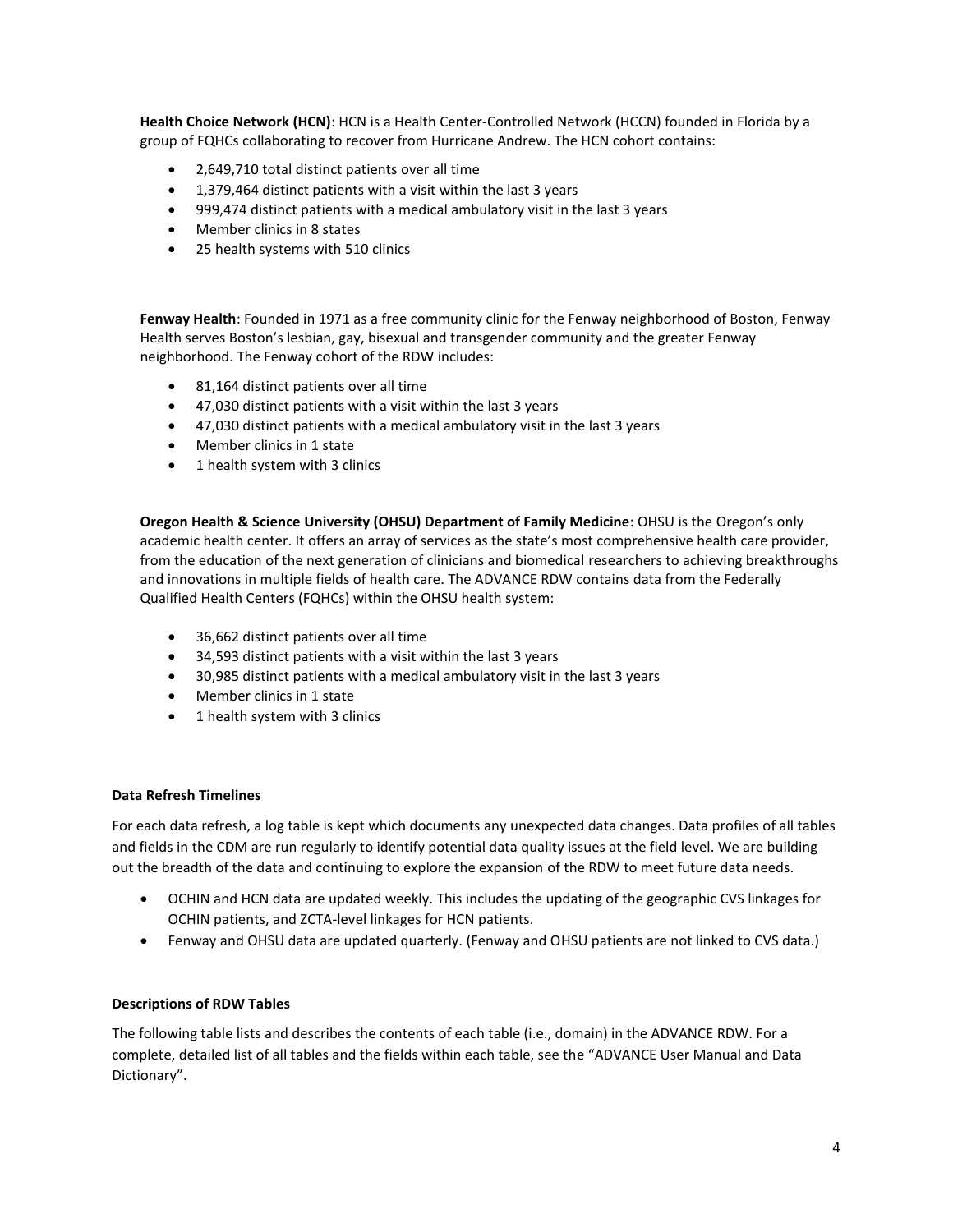**Health Choice Network (HCN)**: HCN is a Health Center-Controlled Network (HCCN) founded in Florida by a group of FQHCs collaborating to recover from Hurricane Andrew. The HCN cohort contains:

- 2,649,710 total distinct patients over all time
- 1,379,464 distinct patients with a visit within the last 3 years
- 999,474 distinct patients with a medical ambulatory visit in the last 3 years
- Member clinics in 8 states
- 25 health systems with 510 clinics

**Fenway Health**: Founded in 1971 as a free community clinic for the Fenway neighborhood of Boston, Fenway Health serves Boston's lesbian, gay, bisexual and transgender community and the greater Fenway neighborhood. The Fenway cohort of the RDW includes:

- 81,164 distinct patients over all time
- 47,030 distinct patients with a visit within the last 3 years
- 47,030 distinct patients with a medical ambulatory visit in the last 3 years
- Member clinics in 1 state
- 1 health system with 3 clinics

**Oregon Health & Science University (OHSU) Department of Family Medicine**: OHSU is the Oregon's only academic health center. It offers an array of services as the state's most comprehensive health care provider, from the education of the next generation of clinicians and biomedical researchers to achieving breakthroughs and innovations in multiple fields of health care. The ADVANCE RDW contains data from the Federally Qualified Health Centers (FQHCs) within the OHSU health system:

- 36,662 distinct patients over all time
- 34,593 distinct patients with a visit within the last 3 years
- 30,985 distinct patients with a medical ambulatory visit in the last 3 years
- Member clinics in 1 state
- 1 health system with 3 clinics

**Data Refresh Timelines**

For each data refresh, a log table is kept which documents any unexpected data changes. Data profiles of all tables and fields in the CDM are run regularly to identify potential data quality issues at the field level. We are building out the breadth of the data and continuing to explore the expansion of the RDW to meet future data needs.

- OCHIN and HCN data are updated weekly. This includes the updating of the geographic CVS linkages for OCHIN patients, and ZCTA-level linkages for HCN patients.
- Fenway and OHSU data are updated quarterly. (Fenway and OHSU patients are not linked to CVS data.)

**Descriptions of RDW Tables**

The following table lists and describes the contents of each table (i.e., domain) in the ADVANCE RDW. For a complete, detailed list of all tables and the fields within each table, see the "ADVANCE User Manual and Data Dictionary".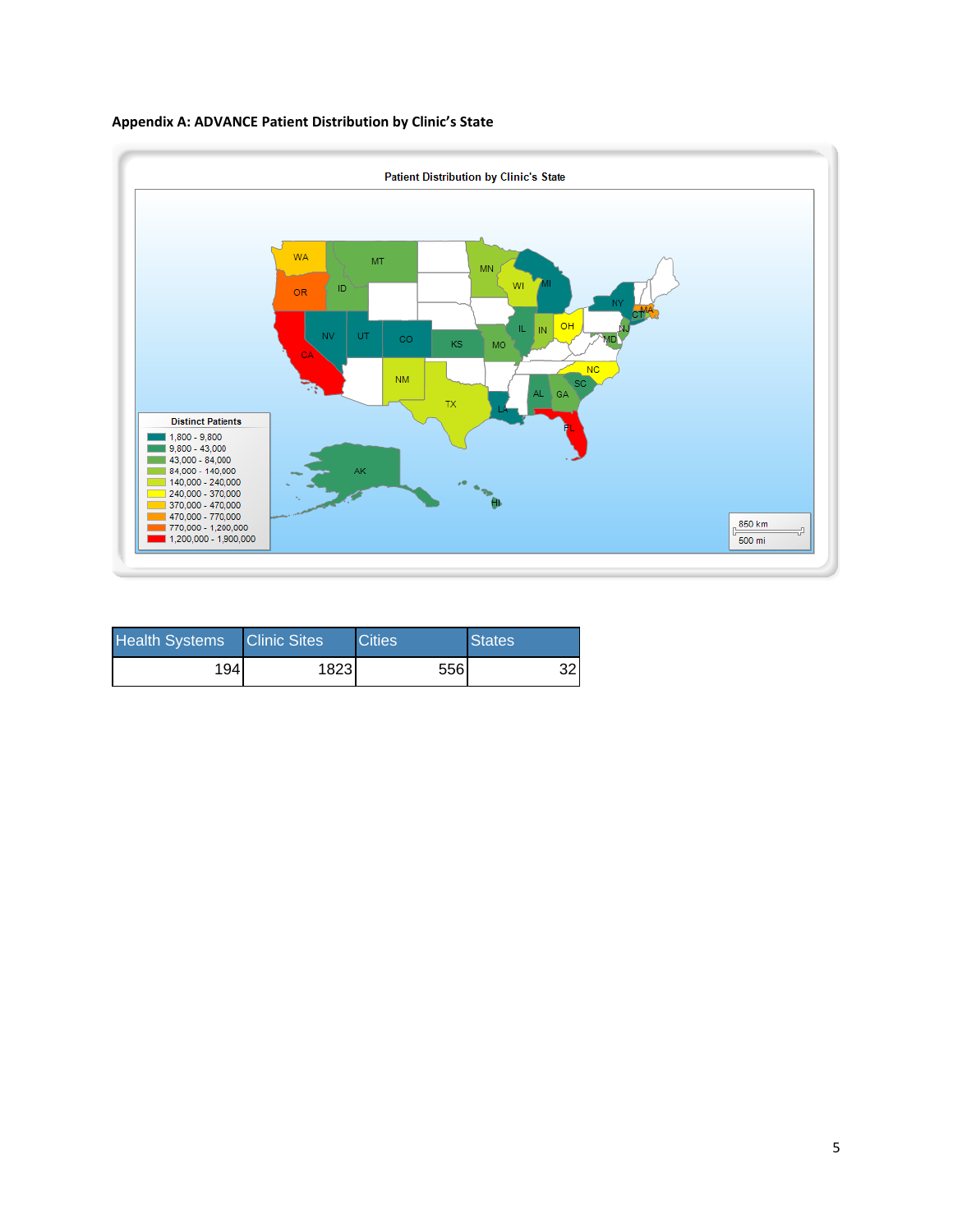**Appendix A: ADVANCE Patient Distribution by Clinic's State**

Patient Distribution by Clinic's State

WA
OR
CA
NV
ID
MT
UT
CO
NM
TX
KS
MN
WI
MI
IL
IN
OH
MO
LA
AL
GA
SC
NC
FL
NY
CT
MA
NJ
MD
AK
HI

Distinct Patients
1,800 - 9,800
9,800 - 43,000
43,000 - 84,000
84,000 - 140,000
140,000 - 240,000
240,000 - 370,000
370,000 - 470,000
470,000 - 770,000
770,000 - 1,200,000
1,200,000 - 1,900,000

850 km
500 mi

| Health Systems | Clinic Sites | Cities | States |
|---|---|---|---|
| 194 | 1823 | 556 | 32 |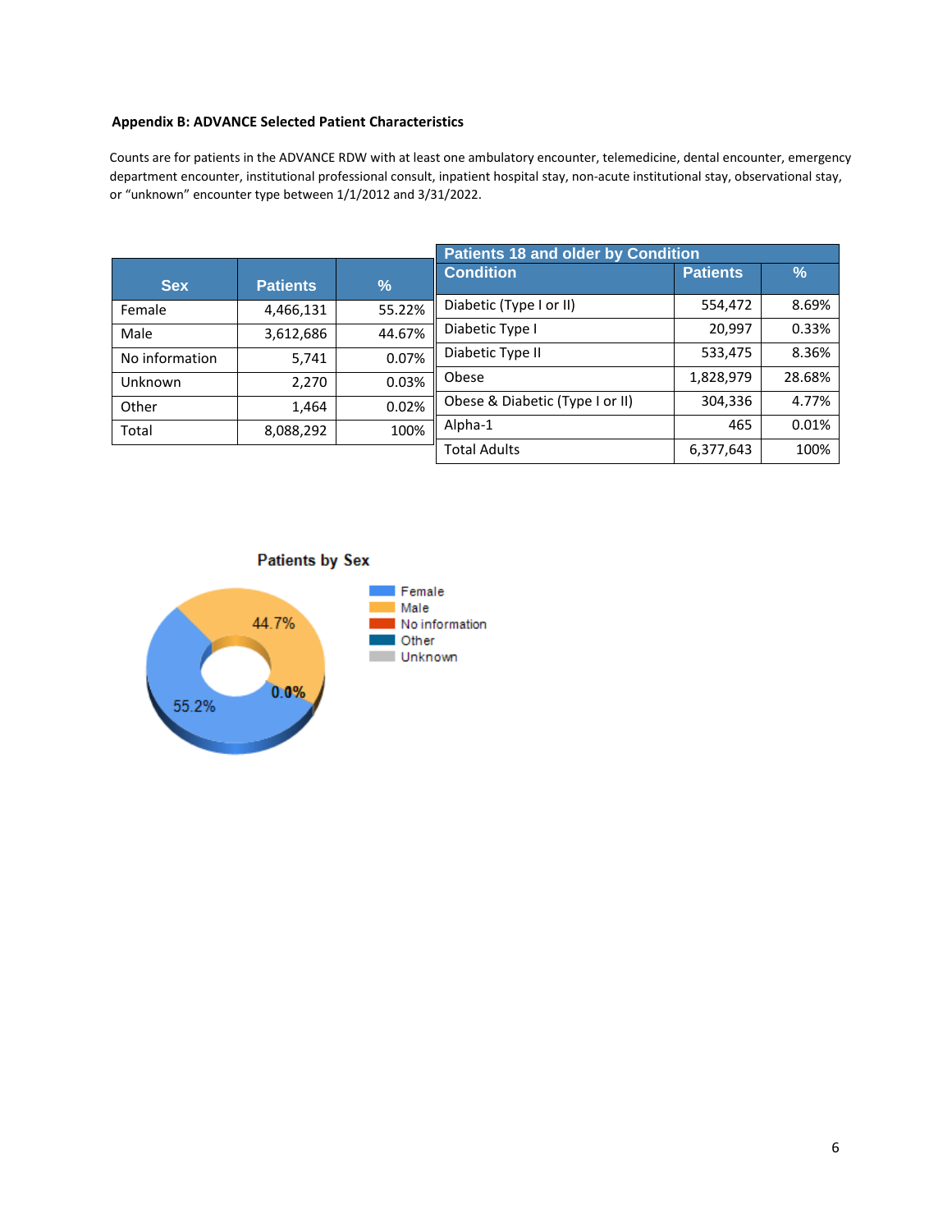**Appendix B: ADVANCE Selected Patient Characteristics**

Counts are for patients in the ADVANCE RDW with at least one ambulatory encounter, telemedicine, dental encounter, emergency department encounter, institutional professional consult, inpatient hospital stay, non-acute institutional stay, observational stay, or "unknown" encounter type between 1/1/2012 and 3/31/2022.

| Sex | Patients | % |
|---|---|---|
| Female | 4,466,131 | 55.22% |
| Male | 3,612,686 | 44.67% |
| No information | 5,741 | 0.07% |
| Unknown | 2,270 | 0.03% |
| Other | 1,464 | 0.02% |
| Total | 8,088,292 | 100% |

| Patients 18 and older by Condition | | |
|---|---|---|
| Condition | Patients | % |
| Diabetic (Type I or II) | 554,472 | 8.69% |
| Diabetic Type I | 20,997 | 0.33% |
| Diabetic Type II | 533,475 | 8.36% |
| Obese | 1,828,979 | 28.68% |
| Obese & Diabetic (Type I or II) | 304,336 | 4.77% |
| Alpha-1 | 465 | 0.01% |
| Total Adults | 6,377,643 | 100% |

Patients by Sex

44.7%

55.2%

0.0%

Female
Male
No information
Other
Unknown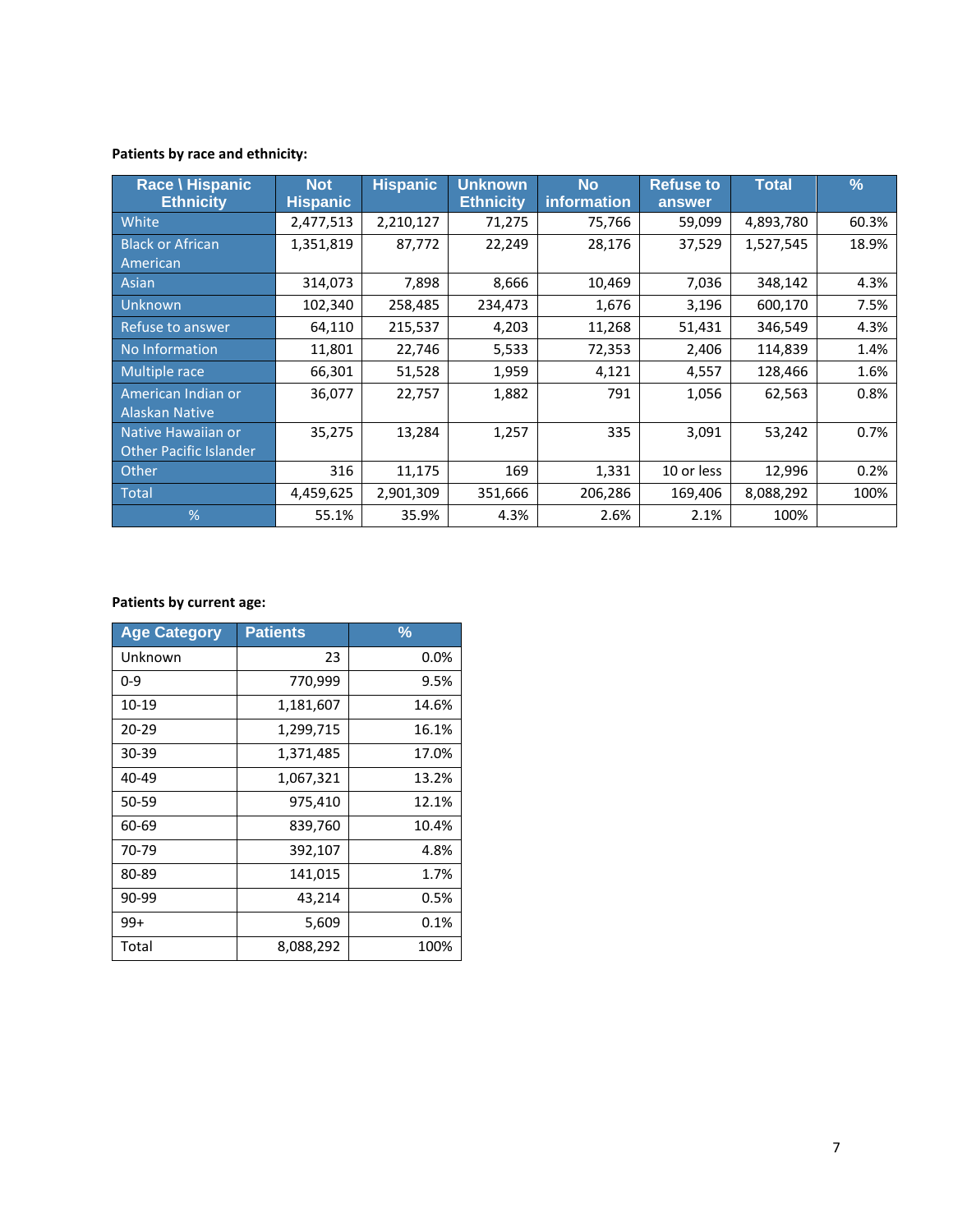**Patients by race and ethnicity:**

| Race \ Hispanic Ethnicity | Not Hispanic | Hispanic | Unknown Ethnicity | No information | Refuse to answer | Total | % |
|---|---|---|---|---|---|---|---|
| White | 2,477,513 | 2,210,127 | 71,275 | 75,766 | 59,099 | 4,893,780 | 60.3% |
| Black or African American | 1,351,819 | 87,772 | 22,249 | 28,176 | 37,529 | 1,527,545 | 18.9% |
| Asian | 314,073 | 7,898 | 8,666 | 10,469 | 7,036 | 348,142 | 4.3% |
| Unknown | 102,340 | 258,485 | 234,473 | 1,676 | 3,196 | 600,170 | 7.5% |
| Refuse to answer | 64,110 | 215,537 | 4,203 | 11,268 | 51,431 | 346,549 | 4.3% |
| No Information | 11,801 | 22,746 | 5,533 | 72,353 | 2,406 | 114,839 | 1.4% |
| Multiple race | 66,301 | 51,528 | 1,959 | 4,121 | 4,557 | 128,466 | 1.6% |
| American Indian or Alaskan Native | 36,077 | 22,757 | 1,882 | 791 | 1,056 | 62,563 | 0.8% |
| Native Hawaiian or Other Pacific Islander | 35,275 | 13,284 | 1,257 | 335 | 3,091 | 53,242 | 0.7% |
| Other | 316 | 11,175 | 169 | 1,331 | 10 or less | 12,996 | 0.2% |
| Total | 4,459,625 | 2,901,309 | 351,666 | 206,286 | 169,406 | 8,088,292 | 100% |
| % | 55.1% | 35.9% | 4.3% | 2.6% | 2.1% | 100% | |

**Patients by current age:**

| Age Category | Patients | % |
|---|---|---|
| Unknown | 23 | 0.0% |
| 0-9 | 770,999 | 9.5% |
| 10-19 | 1,181,607 | 14.6% |
| 20-29 | 1,299,715 | 16.1% |
| 30-39 | 1,371,485 | 17.0% |
| 40-49 | 1,067,321 | 13.2% |
| 50-59 | 975,410 | 12.1% |
| 60-69 | 839,760 | 10.4% |
| 70-79 | 392,107 | 4.8% |
| 80-89 | 141,015 | 1.7% |
| 90-99 | 43,214 | 0.5% |
| 99+ | 5,609 | 0.1% |
| Total | 8,088,292 | 100% |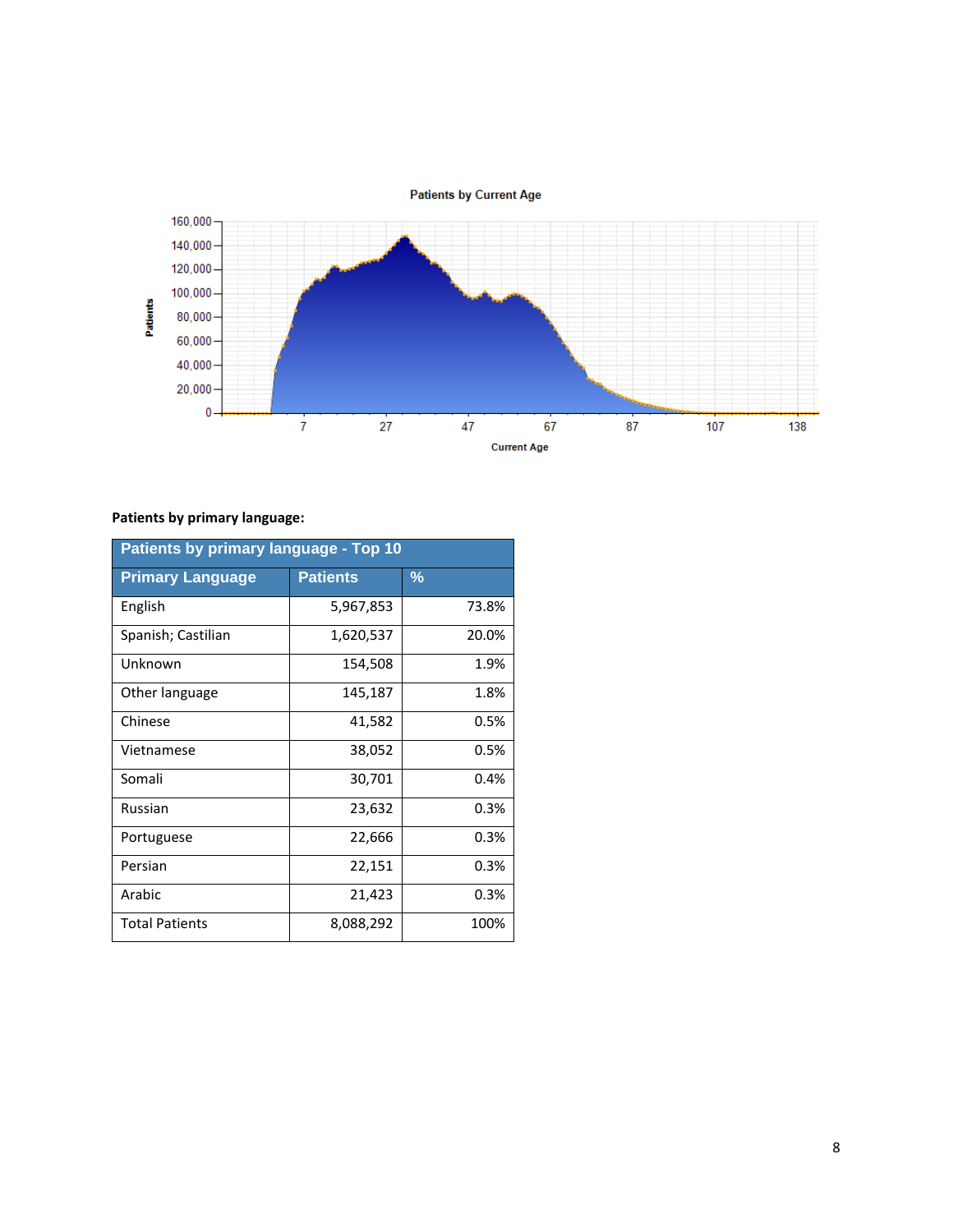Patients by Current Age

160,000
140,000
120,000
100,000
80,000
60,000
40,000
20,000
0

Patients

7
27
47
67
87
107
138

Current Age

**Patients by primary language:**

| Patients by primary language - Top 10 | | |
|---|---|---|
| **Primary Language** | **Patients** | **%** |
| English | 5,967,853 | 73.8% |
| Spanish; Castilian | 1,620,537 | 20.0% |
| Unknown | 154,508 | 1.9% |
| Other language | 145,187 | 1.8% |
| Chinese | 41,582 | 0.5% |
| Vietnamese | 38,052 | 0.5% |
| Somali | 30,701 | 0.4% |
| Russian | 23,632 | 0.3% |
| Portuguese | 22,666 | 0.3% |
| Persian | 22,151 | 0.3% |
| Arabic | 21,423 | 0.3% |
| Total Patients | 8,088,292 | 100% |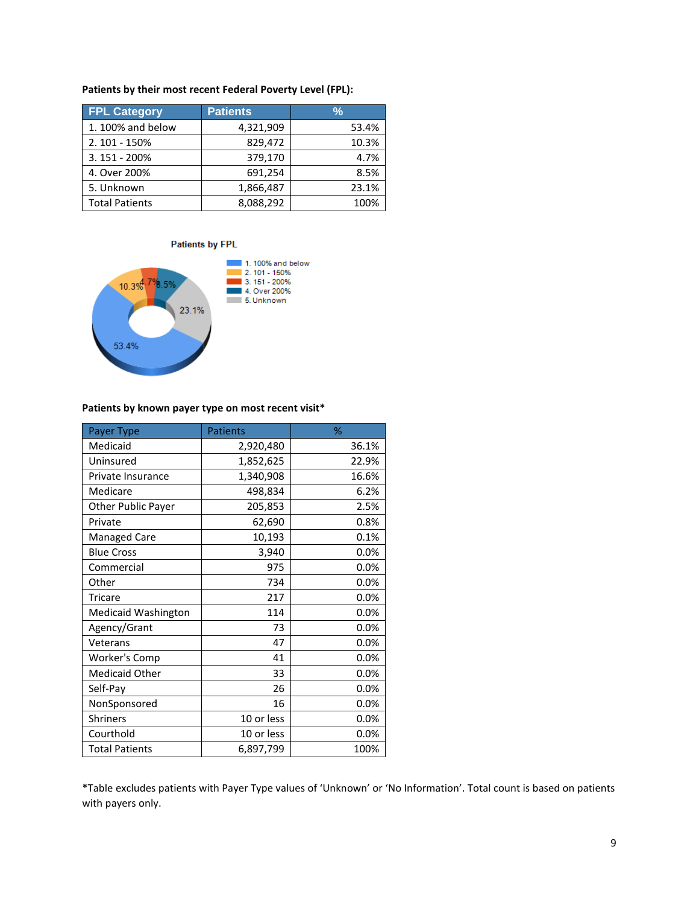**Patients by their most recent Federal Poverty Level (FPL):**

| FPL Category | Patients | % |
|---|---|---|
| 1. 100% and below | 4,321,909 | 53.4% |
| 2. 101 - 150% | 829,472 | 10.3% |
| 3. 151 - 200% | 379,170 | 4.7% |
| 4. Over 200% | 691,254 | 8.5% |
| 5. Unknown | 1,866,487 | 23.1% |
| Total Patients | 8,088,292 | 100% |

Patients by FPL

10.3%
4.7%
8.5%
23.1%
53.4%

1. 100% and below
2. 101 - 150%
3. 151 - 200%
4. Over 200%
5. Unknown

**Patients by known payer type on most recent visit***

| Payer Type | Patients | % |
|---|---|---|
| Medicaid | 2,920,480 | 36.1% |
| Uninsured | 1,852,625 | 22.9% |
| Private Insurance | 1,340,908 | 16.6% |
| Medicare | 498,834 | 6.2% |
| Other Public Payer | 205,853 | 2.5% |
| Private | 62,690 | 0.8% |
| Managed Care | 10,193 | 0.1% |
| Blue Cross | 3,940 | 0.0% |
| Commercial | 975 | 0.0% |
| Other | 734 | 0.0% |
| Tricare | 217 | 0.0% |
| Medicaid Washington | 114 | 0.0% |
| Agency/Grant | 73 | 0.0% |
| Veterans | 47 | 0.0% |
| Worker's Comp | 41 | 0.0% |
| Medicaid Other | 33 | 0.0% |
| Self-Pay | 26 | 0.0% |
| NonSponsored | 16 | 0.0% |
| Shriners | 10 or less | 0.0% |
| Courthold | 10 or less | 0.0% |
| Total Patients | 6,897,799 | 100% |

*Table excludes patients with Payer Type values of 'Unknown' or 'No Information'. Total count is based on patients with payers only.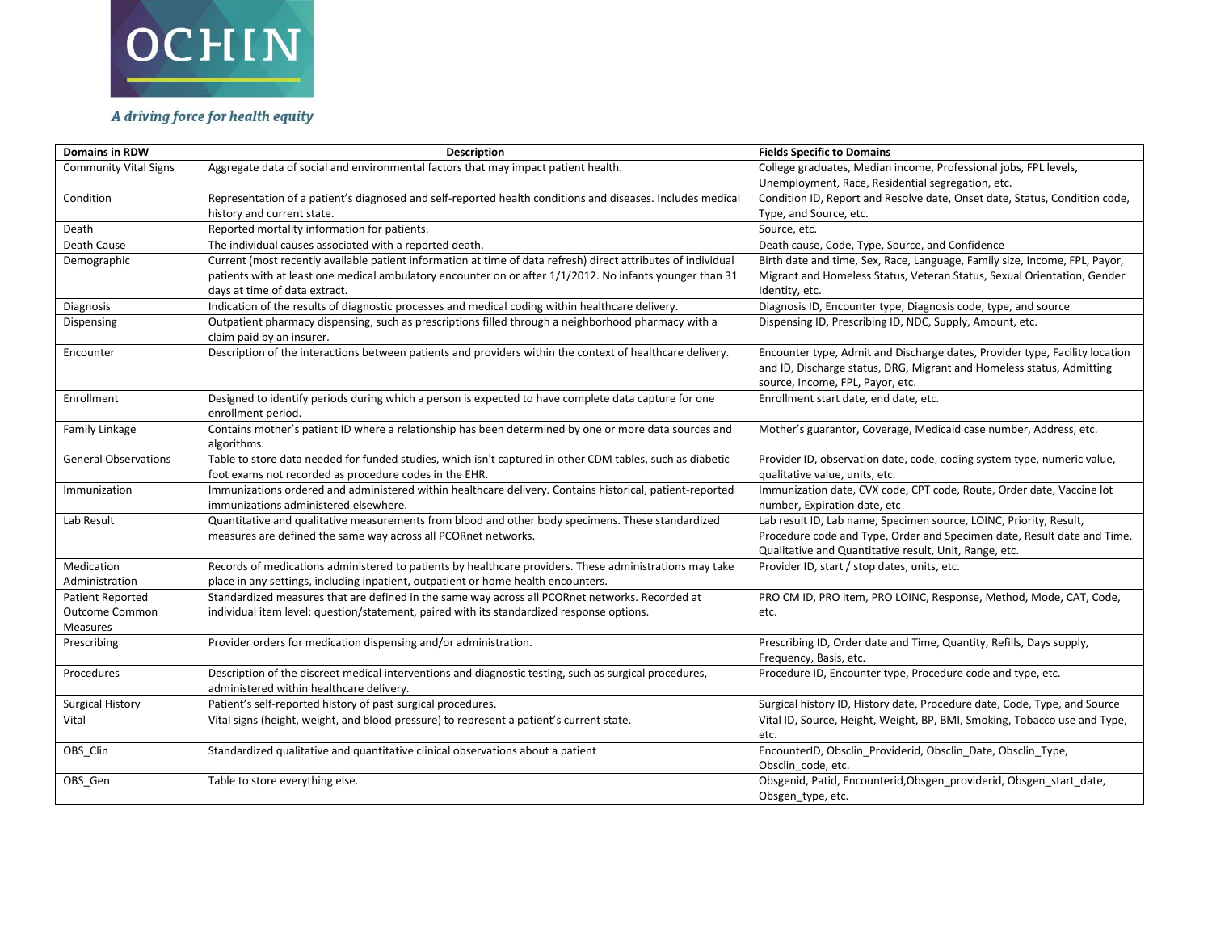OCHIN

*A driving force for health equity*

| Domains in RDW | Description | Fields Specific to Domains |
|---|---|---|
| Community Vital Signs | Aggregate data of social and environmental factors that may impact patient health. | College graduates, Median income, Professional jobs, FPL levels, Unemployment, Race, Residential segregation, etc. |
| Condition | Representation of a patient's diagnosed and self-reported health conditions and diseases. Includes medical history and current state. | Condition ID, Report and Resolve date, Onset date, Status, Condition code, Type, and Source, etc. |
| Death | Reported mortality information for patients. | Source, etc. |
| Death Cause | The individual causes associated with a reported death. | Death cause, Code, Type, Source, and Confidence |
| Demographic | Current (most recently available patient information at time of data refresh) direct attributes of individual patients with at least one medical ambulatory encounter on or after 1/1/2012. No infants younger than 31 days at time of data extract. | Birth date and time, Sex, Race, Language, Family size, Income, FPL, Payor, Migrant and Homeless Status, Veteran Status, Sexual Orientation, Gender Identity, etc. |
| Diagnosis | Indication of the results of diagnostic processes and medical coding within healthcare delivery. | Diagnosis ID, Encounter type, Diagnosis code, type, and source |
| Dispensing | Outpatient pharmacy dispensing, such as prescriptions filled through a neighborhood pharmacy with a claim paid by an insurer. | Dispensing ID, Prescribing ID, NDC, Supply, Amount, etc. |
| Encounter | Description of the interactions between patients and providers within the context of healthcare delivery. | Encounter type, Admit and Discharge dates, Provider type, Facility location and ID, Discharge status, DRG, Migrant and Homeless status, Admitting source, Income, FPL, Payor, etc. |
| Enrollment | Designed to identify periods during which a person is expected to have complete data capture for one enrollment period. | Enrollment start date, end date, etc. |
| Family Linkage | Contains mother's patient ID where a relationship has been determined by one or more data sources and algorithms. | Mother's guarantor, Coverage, Medicaid case number, Address, etc. |
| General Observations | Table to store data needed for funded studies, which isn't captured in other CDM tables, such as diabetic foot exams not recorded as procedure codes in the EHR. | Provider ID, observation date, code, coding system type, numeric value, qualitative value, units, etc. |
| Immunization | Immunizations ordered and administered within healthcare delivery. Contains historical, patient-reported immunizations administered elsewhere. | Immunization date, CVX code, CPT code, Route, Order date, Vaccine lot number, Expiration date, etc |
| Lab Result | Quantitative and qualitative measurements from blood and other body specimens. These standardized measures are defined the same way across all PCORnet networks. | Lab result ID, Lab name, Specimen source, LOINC, Priority, Result, Procedure code and Type, Order and Specimen date, Result date and Time, Qualitative and Quantitative result, Unit, Range, etc. |
| Medication Administration | Records of medications administered to patients by healthcare providers. These administrations may take place in any settings, including inpatient, outpatient or home health encounters. | Provider ID, start / stop dates, units, etc. |
| Patient Reported Outcome Common Measures | Standardized measures that are defined in the same way across all PCORnet networks. Recorded at individual item level: question/statement, paired with its standardized response options. | PRO CM ID, PRO item, PRO LOINC, Response, Method, Mode, CAT, Code, etc. |
| Prescribing | Provider orders for medication dispensing and/or administration. | Prescribing ID, Order date and Time, Quantity, Refills, Days supply, Frequency, Basis, etc. |
| Procedures | Description of the discreet medical interventions and diagnostic testing, such as surgical procedures, administered within healthcare delivery. | Procedure ID, Encounter type, Procedure code and type, etc. |
| Surgical History | Patient's self-reported history of past surgical procedures. | Surgical history ID, History date, Procedure date, Code, Type, and Source |
| Vital | Vital signs (height, weight, and blood pressure) to represent a patient's current state. | Vital ID, Source, Height, Weight, BP, BMI, Smoking, Tobacco use and Type, etc. |
| OBS_Clin | Standardized qualitative and quantitative clinical observations about a patient | EncounterID, Obsclin_Providerid, Obsclin_Date, Obsclin_Type, Obsclin_code, etc. |
| OBS_Gen | Table to store everything else. | Obsgenid, Patid, Encounterid,Obsgen_providerid, Obsgen_start_date, Obsgen_type, etc. |